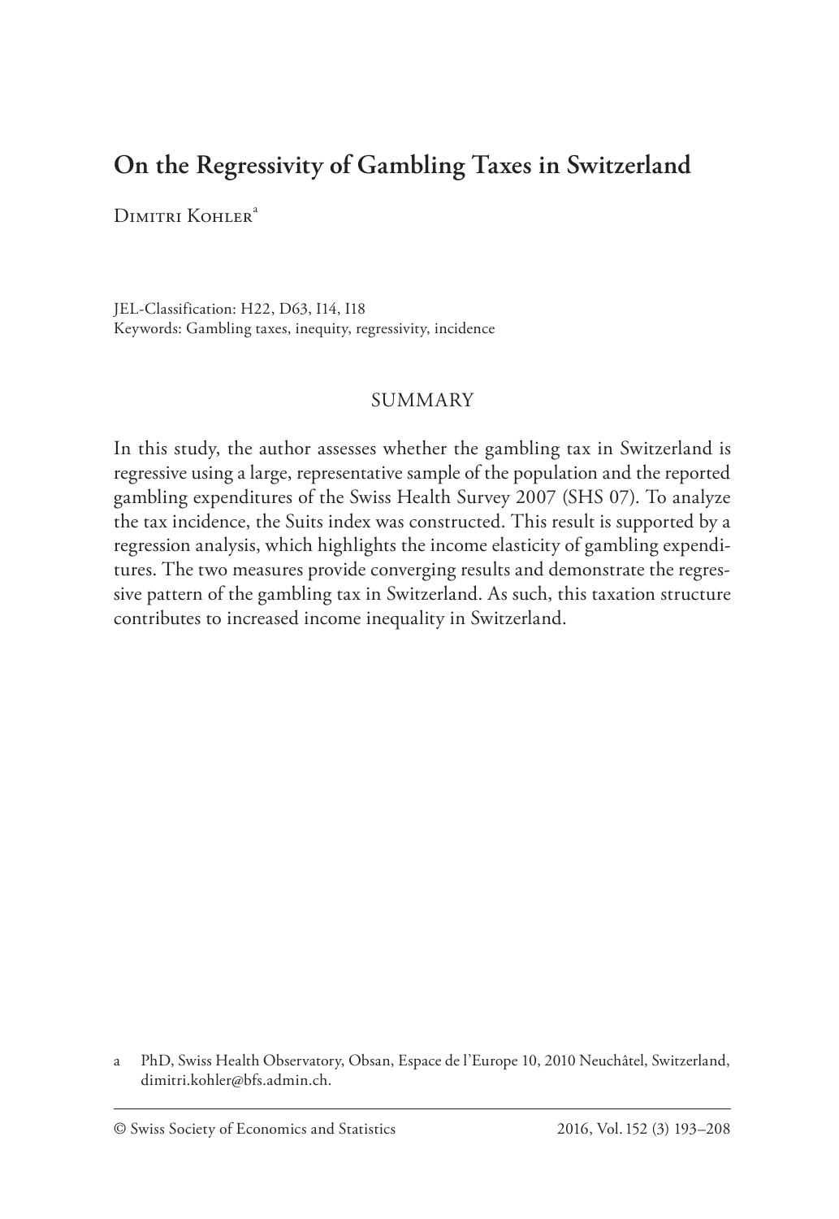# On the Regressivity of Gambling Taxes in Switzerland

Dimitri Kohler[a]

JEL-Classification: H22, D63, I14, I18
Keywords: Gambling taxes, inequity, regressivity, incidence

## SUMMARY

In this study, the author assesses whether the gambling tax in Switzerland is regressive using a large, representative sample of the population and the reported gambling expenditures of the Swiss Health Survey 2007 (SHS 07). To analyze the tax incidence, the Suits index was constructed. This result is supported by a regression analysis, which highlights the income elasticity of gambling expenditures. The two measures provide converging results and demonstrate the regressive pattern of the gambling tax in Switzerland. As such, this taxation structure contributes to increased income inequality in Switzerland.

[a] PhD, Swiss Health Observatory, Obsan, Espace de l'Europe 10, 2010 Neuchâtel, Switzerland, dimitri.kohler@bfs.admin.ch.

© Swiss Society of Economics and Statistics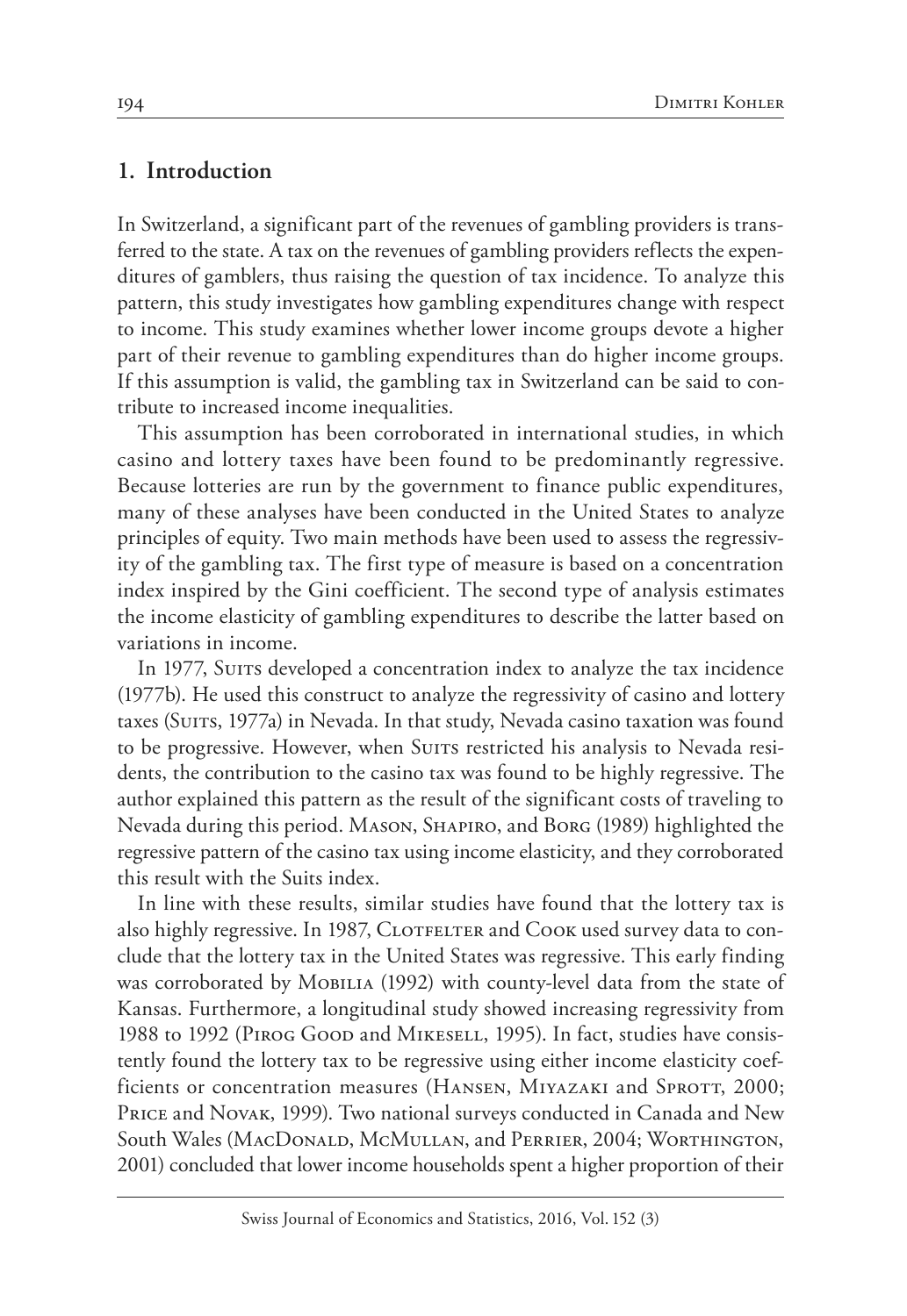## 1. Introduction

In Switzerland, a significant part of the revenues of gambling providers is transferred to the state. A tax on the revenues of gambling providers reflects the expenditures of gamblers, thus raising the question of tax incidence. To analyze this pattern, this study investigates how gambling expenditures change with respect to income. This study examines whether lower income groups devote a higher part of their revenue to gambling expenditures than do higher income groups. If this assumption is valid, the gambling tax in Switzerland can be said to contribute to increased income inequalities.

This assumption has been corroborated in international studies, in which casino and lottery taxes have been found to be predominantly regressive. Because lotteries are run by the government to finance public expenditures, many of these analyses have been conducted in the United States to analyze principles of equity. Two main methods have been used to assess the regressivity of the gambling tax. The first type of measure is based on a concentration index inspired by the Gini coefficient. The second type of analysis estimates the income elasticity of gambling expenditures to describe the latter based on variations in income.

In 1977, Suits developed a concentration index to analyze the tax incidence (1977b). He used this construct to analyze the regressivity of casino and lottery taxes (Suits, 1977a) in Nevada. In that study, Nevada casino taxation was found to be progressive. However, when Suits restricted his analysis to Nevada residents, the contribution to the casino tax was found to be highly regressive. The author explained this pattern as the result of the significant costs of traveling to Nevada during this period. Mason, Shapiro, and Borg (1989) highlighted the regressive pattern of the casino tax using income elasticity, and they corroborated this result with the Suits index.

In line with these results, similar studies have found that the lottery tax is also highly regressive. In 1987, Clotfelter and Cook used survey data to conclude that the lottery tax in the United States was regressive. This early finding was corroborated by Mobilia (1992) with county-level data from the state of Kansas. Furthermore, a longitudinal study showed increasing regressivity from 1988 to 1992 (Pirog Good and Mikesell, 1995). In fact, studies have consistently found the lottery tax to be regressive using either income elasticity coefficients or concentration measures (Hansen, Miyazaki and Sprott, 2000; Price and Novak, 1999). Two national surveys conducted in Canada and New South Wales (MacDonald, McMullan, and Perrier, 2004; Worthington, 2001) concluded that lower income households spent a higher proportion of their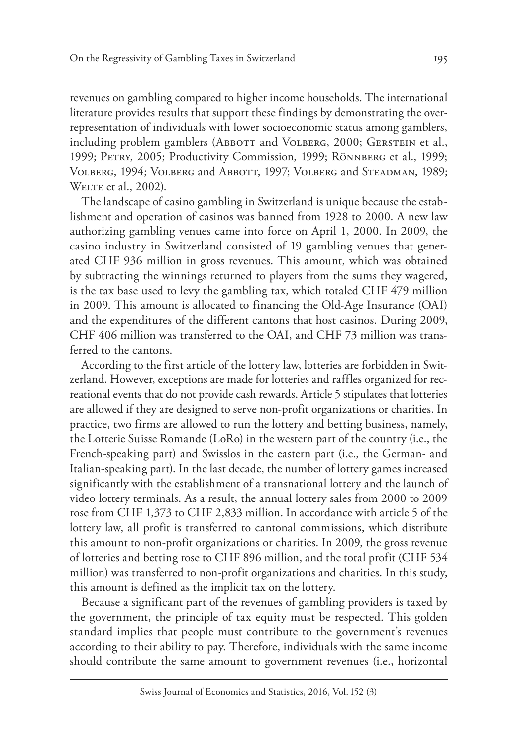revenues on gambling compared to higher income households. The international literature provides results that support these findings by demonstrating the overrepresentation of individuals with lower socioeconomic status among gamblers, including problem gamblers (Abbott and Volberg, 2000; Gerstein et al., 1999; Petry, 2005; Productivity Commission, 1999; Rönnberg et al., 1999; Volberg, 1994; Volberg and Abbott, 1997; Volberg and Steadman, 1989; Welte et al., 2002).

The landscape of casino gambling in Switzerland is unique because the establishment and operation of casinos was banned from 1928 to 2000. A new law authorizing gambling venues came into force on April 1, 2000. In 2009, the casino industry in Switzerland consisted of 19 gambling venues that generated CHF 936 million in gross revenues. This amount, which was obtained by subtracting the winnings returned to players from the sums they wagered, is the tax base used to levy the gambling tax, which totaled CHF 479 million in 2009. This amount is allocated to financing the Old-Age Insurance (OAI) and the expenditures of the different cantons that host casinos. During 2009, CHF 406 million was transferred to the OAI, and CHF 73 million was transferred to the cantons.

According to the first article of the lottery law, lotteries are forbidden in Switzerland. However, exceptions are made for lotteries and raffles organized for recreational events that do not provide cash rewards. Article 5 stipulates that lotteries are allowed if they are designed to serve non-profit organizations or charities. In practice, two firms are allowed to run the lottery and betting business, namely, the Lotterie Suisse Romande (LoRo) in the western part of the country (i.e., the French-speaking part) and Swisslos in the eastern part (i.e., the German- and Italian-speaking part). In the last decade, the number of lottery games increased significantly with the establishment of a transnational lottery and the launch of video lottery terminals. As a result, the annual lottery sales from 2000 to 2009 rose from CHF 1,373 to CHF 2,833 million. In accordance with article 5 of the lottery law, all profit is transferred to cantonal commissions, which distribute this amount to non-profit organizations or charities. In 2009, the gross revenue of lotteries and betting rose to CHF 896 million, and the total profit (CHF 534 million) was transferred to non-profit organizations and charities. In this study, this amount is defined as the implicit tax on the lottery.

Because a significant part of the revenues of gambling providers is taxed by the government, the principle of tax equity must be respected. This golden standard implies that people must contribute to the government's revenues according to their ability to pay. Therefore, individuals with the same income should contribute the same amount to government revenues (i.e., horizontal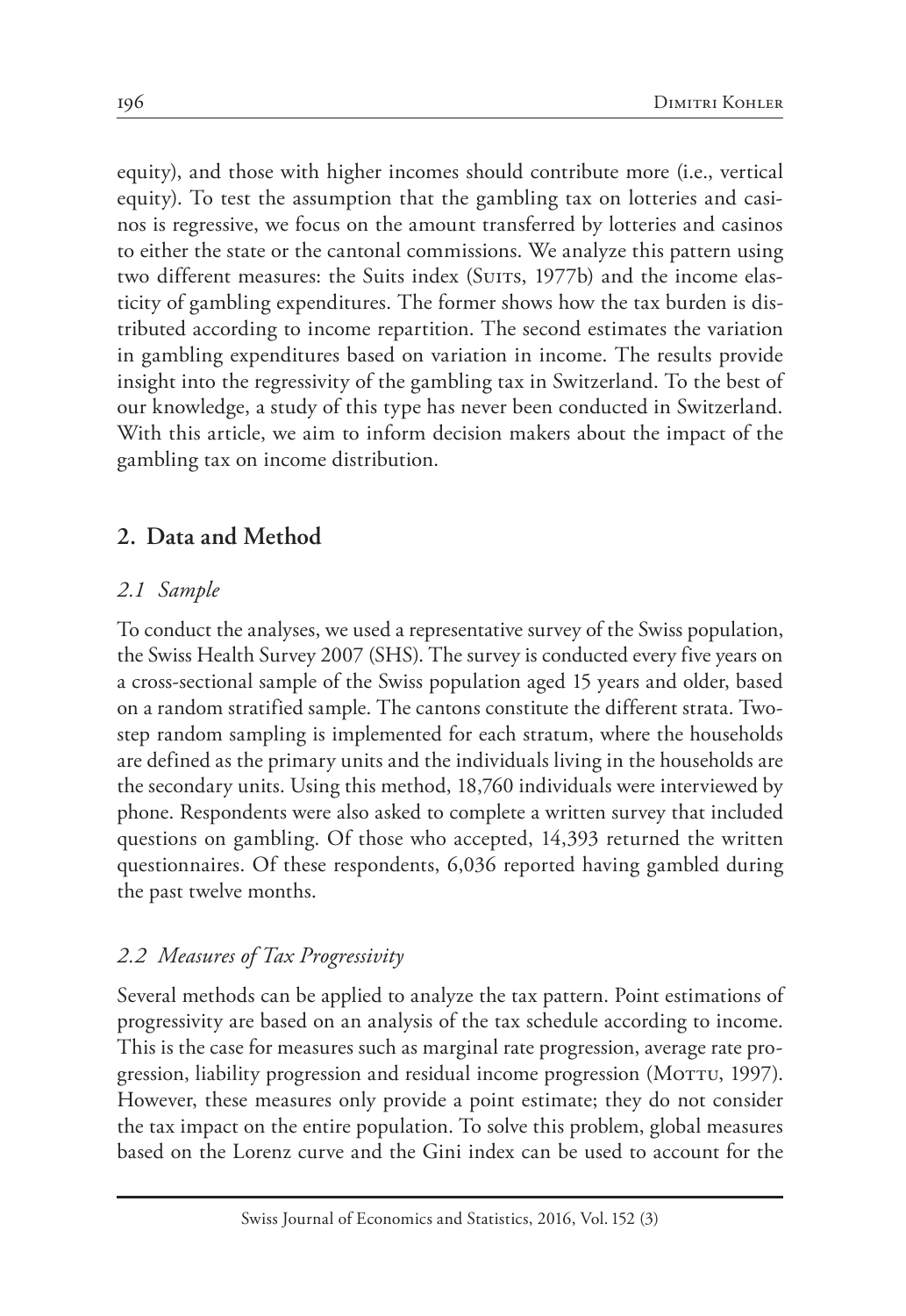equity), and those with higher incomes should contribute more (i.e., vertical equity). To test the assumption that the gambling tax on lotteries and casinos is regressive, we focus on the amount transferred by lotteries and casinos to either the state or the cantonal commissions. We analyze this pattern using two different measures: the Suits index (Suits, 1977b) and the income elasticity of gambling expenditures. The former shows how the tax burden is distributed according to income repartition. The second estimates the variation in gambling expenditures based on variation in income. The results provide insight into the regressivity of the gambling tax in Switzerland. To the best of our knowledge, a study of this type has never been conducted in Switzerland. With this article, we aim to inform decision makers about the impact of the gambling tax on income distribution.

## 2. Data and Method

### 2.1 Sample

To conduct the analyses, we used a representative survey of the Swiss population, the Swiss Health Survey 2007 (SHS). The survey is conducted every five years on a cross-sectional sample of the Swiss population aged 15 years and older, based on a random stratified sample. The cantons constitute the different strata. Two-step random sampling is implemented for each stratum, where the households are defined as the primary units and the individuals living in the households are the secondary units. Using this method, 18,760 individuals were interviewed by phone. Respondents were also asked to complete a written survey that included questions on gambling. Of those who accepted, 14,393 returned the written questionnaires. Of these respondents, 6,036 reported having gambled during the past twelve months.

### 2.2 Measures of Tax Progressivity

Several methods can be applied to analyze the tax pattern. Point estimations of progressivity are based on an analysis of the tax schedule according to income. This is the case for measures such as marginal rate progression, average rate progression, liability progression and residual income progression (Mottu, 1997). However, these measures only provide a point estimate; they do not consider the tax impact on the entire population. To solve this problem, global measures based on the Lorenz curve and the Gini index can be used to account for the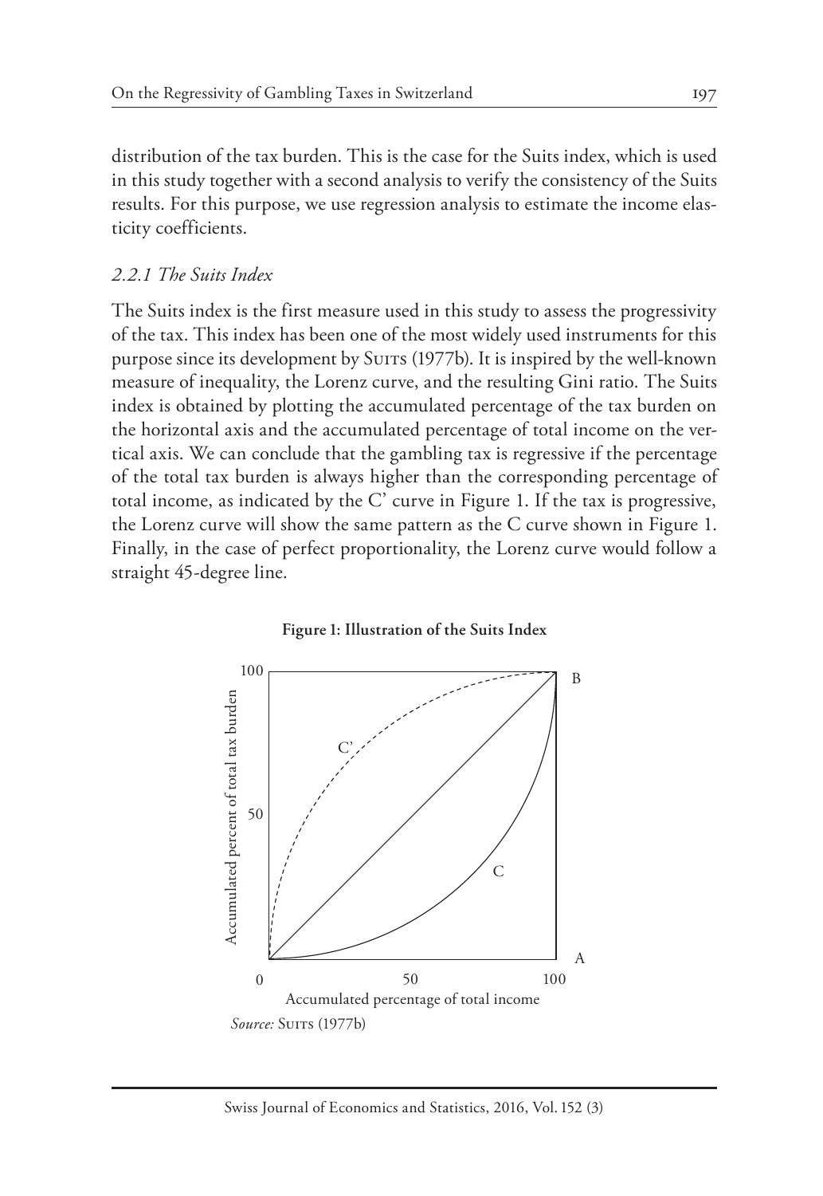distribution of the tax burden. This is the case for the Suits index, which is used in this study together with a second analysis to verify the consistency of the Suits results. For this purpose, we use regression analysis to estimate the income elasticity coefficients.

### *2.2.1 The Suits Index*

The Suits index is the first measure used in this study to assess the progressivity of the tax. This index has been one of the most widely used instruments for this purpose since its development by Suits (1977b). It is inspired by the well-known measure of inequality, the Lorenz curve, and the resulting Gini ratio. The Suits index is obtained by plotting the accumulated percentage of the tax burden on the horizontal axis and the accumulated percentage of total income on the vertical axis. We can conclude that the gambling tax is regressive if the percentage of the total tax burden is always higher than the corresponding percentage of total income, as indicated by the C' curve in Figure 1. If the tax is progressive, the Lorenz curve will show the same pattern as the C curve shown in Figure 1. Finally, in the case of perfect proportionality, the Lorenz curve would follow a straight 45-degree line.

**Figure 1: Illustration of the Suits Index**

*Source:* Suits (1977b)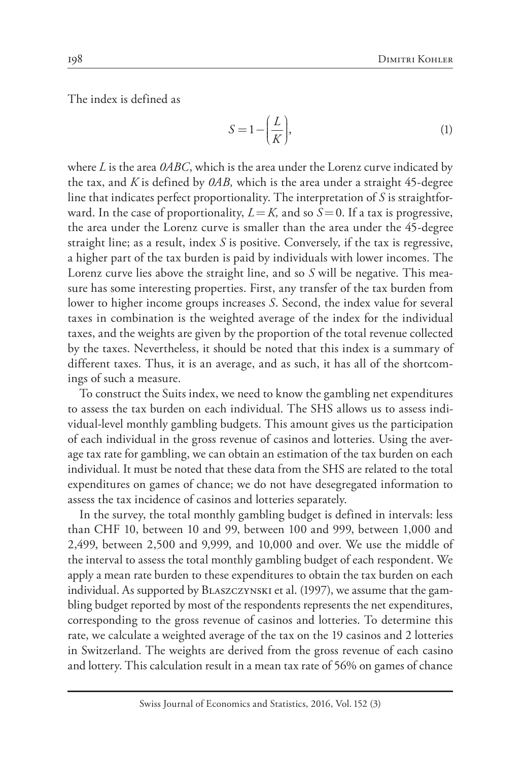The index is defined as

$$S = 1 - \left(\frac{L}{K}\right), \tag{1}$$

where $L$ is the area *0ABC*, which is the area under the Lorenz curve indicated by the tax, and $K$ is defined by *0AB,* which is the area under a straight 45-degree line that indicates perfect proportionality. The interpretation of $S$ is straightforward. In the case of proportionality, $L = K$, and so $S = 0$. If a tax is progressive, the area under the Lorenz curve is smaller than the area under the 45-degree straight line; as a result, index $S$ is positive. Conversely, if the tax is regressive, a higher part of the tax burden is paid by individuals with lower incomes. The Lorenz curve lies above the straight line, and so $S$ will be negative. This measure has some interesting properties. First, any transfer of the tax burden from lower to higher income groups increases $S$. Second, the index value for several taxes in combination is the weighted average of the index for the individual taxes, and the weights are given by the proportion of the total revenue collected by the taxes. Nevertheless, it should be noted that this index is a summary of different taxes. Thus, it is an average, and as such, it has all of the shortcomings of such a measure.

To construct the Suits index, we need to know the gambling net expenditures to assess the tax burden on each individual. The SHS allows us to assess individual-level monthly gambling budgets. This amount gives us the participation of each individual in the gross revenue of casinos and lotteries. Using the average tax rate for gambling, we can obtain an estimation of the tax burden on each individual. It must be noted that these data from the SHS are related to the total expenditures on games of chance; we do not have desegregated information to assess the tax incidence of casinos and lotteries separately.

In the survey, the total monthly gambling budget is defined in intervals: less than CHF 10, between 10 and 99, between 100 and 999, between 1,000 and 2,499, between 2,500 and 9,999, and 10,000 and over. We use the middle of the interval to assess the total monthly gambling budget of each respondent. We apply a mean rate burden to these expenditures to obtain the tax burden on each individual. As supported by Blaszczynski et al. (1997), we assume that the gambling budget reported by most of the respondents represents the net expenditures, corresponding to the gross revenue of casinos and lotteries. To determine this rate, we calculate a weighted average of the tax on the 19 casinos and 2 lotteries in Switzerland. The weights are derived from the gross revenue of each casino and lottery. This calculation result in a mean tax rate of 56% on games of chance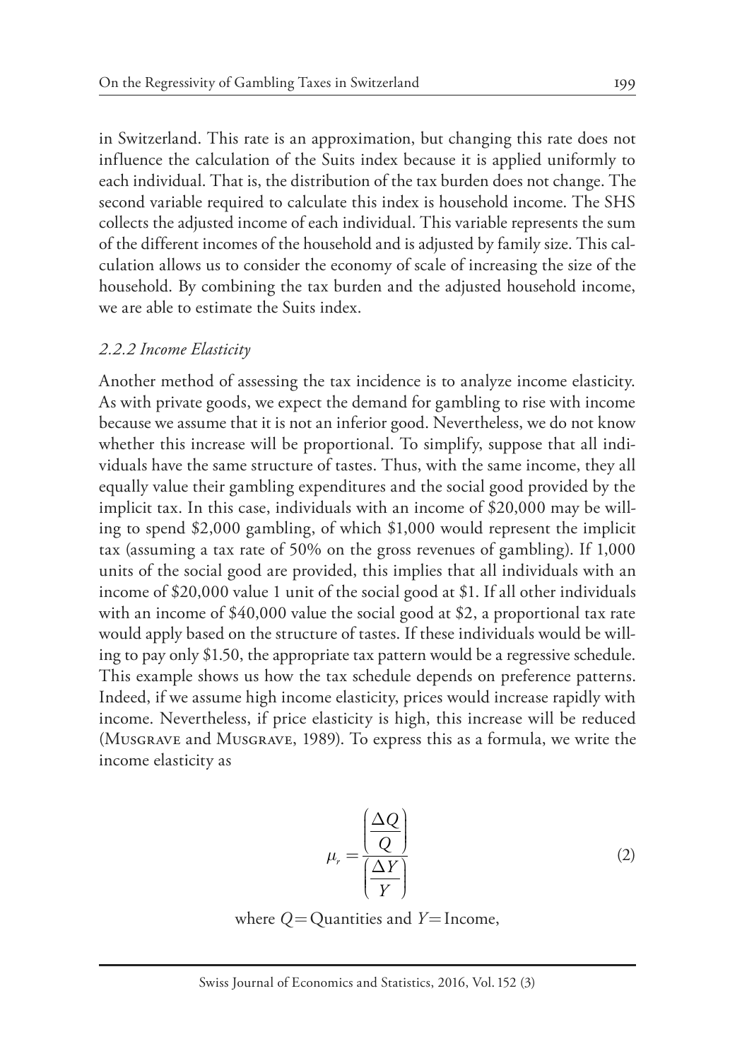in Switzerland. This rate is an approximation, but changing this rate does not influence the calculation of the Suits index because it is applied uniformly to each individual. That is, the distribution of the tax burden does not change. The second variable required to calculate this index is household income. The SHS collects the adjusted income of each individual. This variable represents the sum of the different incomes of the household and is adjusted by family size. This calculation allows us to consider the economy of scale of increasing the size of the household. By combining the tax burden and the adjusted household income, we are able to estimate the Suits index.

### *2.2.2 Income Elasticity*

Another method of assessing the tax incidence is to analyze income elasticity. As with private goods, we expect the demand for gambling to rise with income because we assume that it is not an inferior good. Nevertheless, we do not know whether this increase will be proportional. To simplify, suppose that all individuals have the same structure of tastes. Thus, with the same income, they all equally value their gambling expenditures and the social good provided by the implicit tax. In this case, individuals with an income of \$20,000 may be willing to spend \$2,000 gambling, of which \$1,000 would represent the implicit tax (assuming a tax rate of 50% on the gross revenues of gambling). If 1,000 units of the social good are provided, this implies that all individuals with an income of \$20,000 value 1 unit of the social good at \$1. If all other individuals with an income of \$40,000 value the social good at \$2, a proportional tax rate would apply based on the structure of tastes. If these individuals would be willing to pay only \$1.50, the appropriate tax pattern would be a regressive schedule. This example shows us how the tax schedule depends on preference patterns. Indeed, if we assume high income elasticity, prices would increase rapidly with income. Nevertheless, if price elasticity is high, this increase will be reduced (Musgrave and Musgrave, 1989). To express this as a formula, we write the income elasticity as

$$\mu_r = \frac{\left(\frac{\Delta Q}{Q}\right)}{\left(\frac{\Delta Y}{Y}\right)} \tag{2}$$

where $Q$ = Quantities and $Y$ = Income,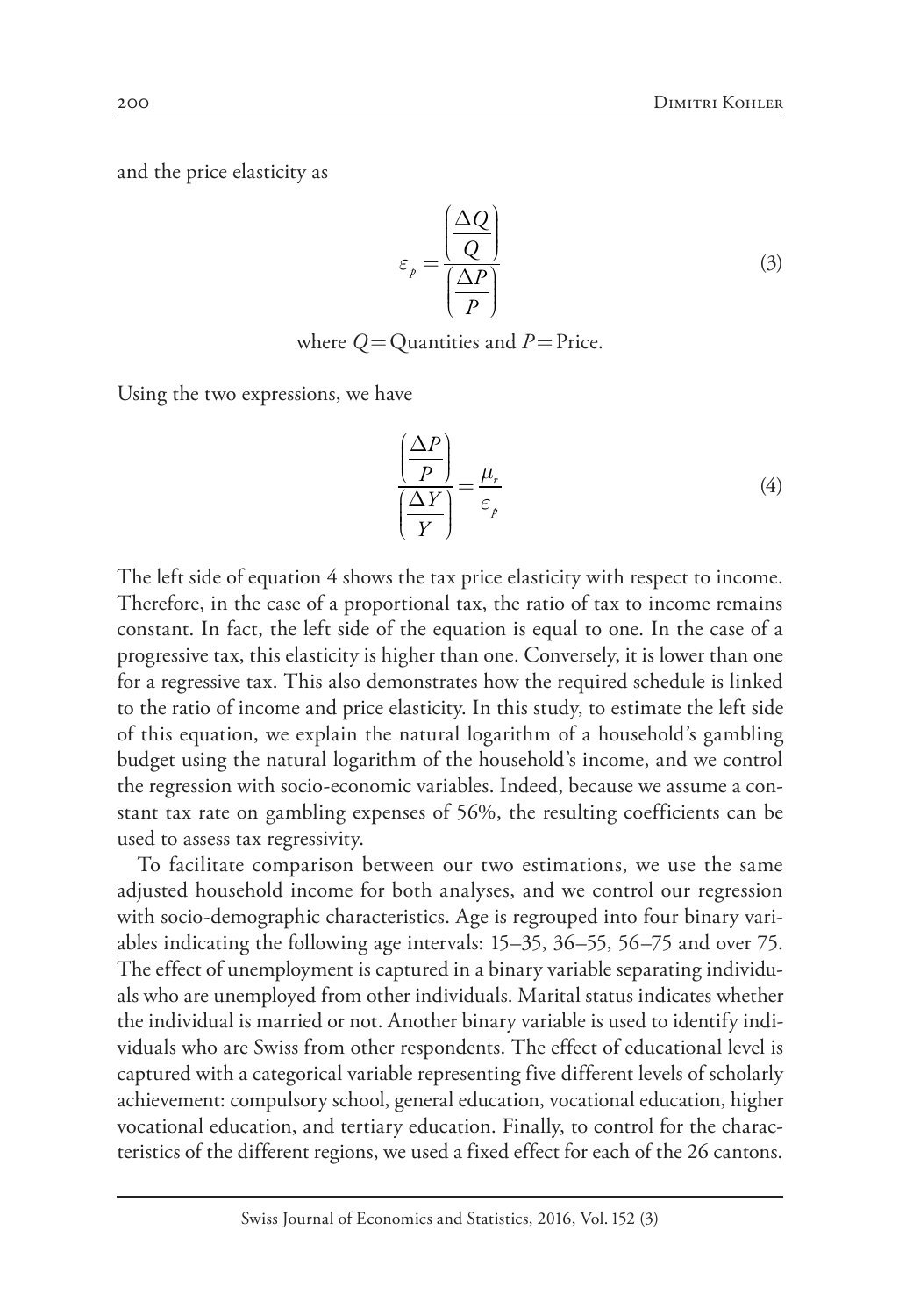and the price elasticity as

$$\varepsilon_p = \frac{\left(\dfrac{\Delta Q}{Q}\right)}{\left(\dfrac{\Delta P}{P}\right)} \tag{3}$$

where $Q$ = Quantities and $P$ = Price.

Using the two expressions, we have

$$\frac{\left(\dfrac{\Delta P}{P}\right)}{\left(\dfrac{\Delta Y}{Y}\right)} = \frac{\mu_r}{\varepsilon_p} \tag{4}$$

The left side of equation 4 shows the tax price elasticity with respect to income. Therefore, in the case of a proportional tax, the ratio of tax to income remains constant. In fact, the left side of the equation is equal to one. In the case of a progressive tax, this elasticity is higher than one. Conversely, it is lower than one for a regressive tax. This also demonstrates how the required schedule is linked to the ratio of income and price elasticity. In this study, to estimate the left side of this equation, we explain the natural logarithm of a household's gambling budget using the natural logarithm of the household's income, and we control the regression with socio-economic variables. Indeed, because we assume a constant tax rate on gambling expenses of 56%, the resulting coefficients can be used to assess tax regressivity.

To facilitate comparison between our two estimations, we use the same adjusted household income for both analyses, and we control our regression with socio-demographic characteristics. Age is regrouped into four binary variables indicating the following age intervals: 15–35, 36–55, 56–75 and over 75. The effect of unemployment is captured in a binary variable separating individuals who are unemployed from other individuals. Marital status indicates whether the individual is married or not. Another binary variable is used to identify individuals who are Swiss from other respondents. The effect of educational level is captured with a categorical variable representing five different levels of scholarly achievement: compulsory school, general education, vocational education, higher vocational education, and tertiary education. Finally, to control for the characteristics of the different regions, we used a fixed effect for each of the 26 cantons.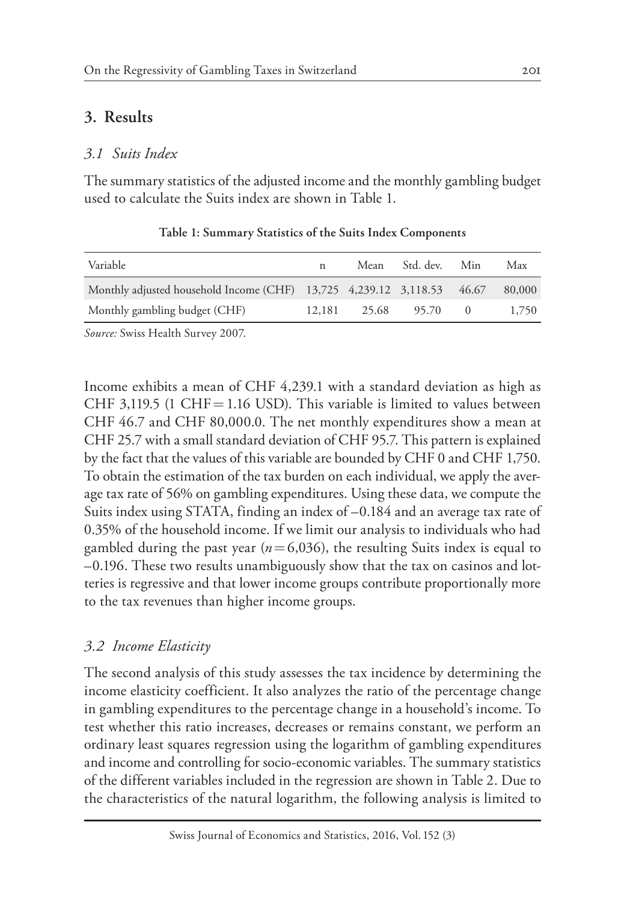## 3. Results

### 3.1 Suits Index

The summary statistics of the adjusted income and the monthly gambling budget used to calculate the Suits index are shown in Table 1.

**Table 1: Summary Statistics of the Suits Index Components**

| Variable | n | Mean | Std. dev. | Min | Max |
|---|---|---|---|---|---|
| Monthly adjusted household Income (CHF) | 13,725 | 4,239.12 | 3,118.53 | 46.67 | 80,000 |
| Monthly gambling budget (CHF) | 12,181 | 25.68 | 95.70 | 0 | 1,750 |

*Source:* Swiss Health Survey 2007.

Income exhibits a mean of CHF 4,239.1 with a standard deviation as high as CHF 3,119.5 (1 CHF = 1.16 USD). This variable is limited to values between CHF 46.7 and CHF 80,000.0. The net monthly expenditures show a mean at CHF 25.7 with a small standard deviation of CHF 95.7. This pattern is explained by the fact that the values of this variable are bounded by CHF 0 and CHF 1,750. To obtain the estimation of the tax burden on each individual, we apply the average tax rate of 56% on gambling expenditures. Using these data, we compute the Suits index using STATA, finding an index of –0.184 and an average tax rate of 0.35% of the household income. If we limit our analysis to individuals who had gambled during the past year ($n = 6{,}036$), the resulting Suits index is equal to –0.196. These two results unambiguously show that the tax on casinos and lotteries is regressive and that lower income groups contribute proportionally more to the tax revenues than higher income groups.

### 3.2 Income Elasticity

The second analysis of this study assesses the tax incidence by determining the income elasticity coefficient. It also analyzes the ratio of the percentage change in gambling expenditures to the percentage change in a household's income. To test whether this ratio increases, decreases or remains constant, we perform an ordinary least squares regression using the logarithm of gambling expenditures and income and controlling for socio-economic variables. The summary statistics of the different variables included in the regression are shown in Table 2. Due to the characteristics of the natural logarithm, the following analysis is limited to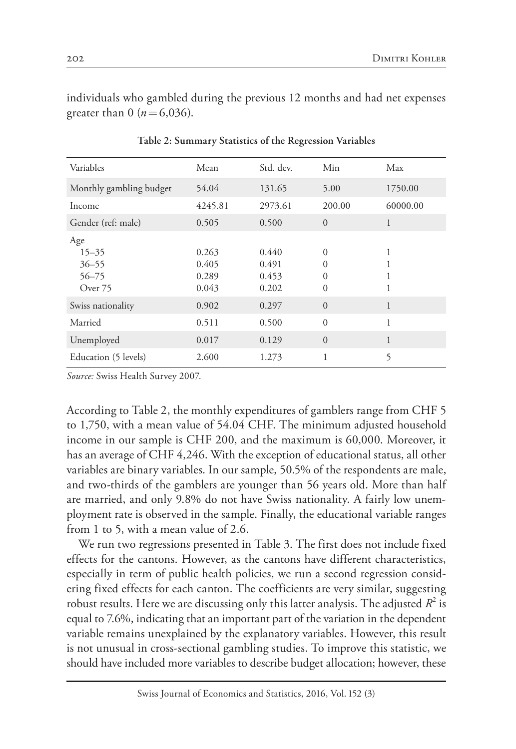individuals who gambled during the previous 12 months and had net expenses greater than 0 ($n = 6{,}036$).

**Table 2: Summary Statistics of the Regression Variables**

| Variables | Mean | Std. dev. | Min | Max |
|---|---|---|---|---|
| Monthly gambling budget | 54.04 | 131.65 | 5.00 | 1750.00 |
| Income | 4245.81 | 2973.61 | 200.00 | 60000.00 |
| Gender (ref: male) | 0.505 | 0.500 | 0 | 1 |
| Age | | | | |
| 15–35 | 0.263 | 0.440 | 0 | 1 |
| 36–55 | 0.405 | 0.491 | 0 | 1 |
| 56–75 | 0.289 | 0.453 | 0 | 1 |
| Over 75 | 0.043 | 0.202 | 0 | 1 |
| Swiss nationality | 0.902 | 0.297 | 0 | 1 |
| Married | 0.511 | 0.500 | 0 | 1 |
| Unemployed | 0.017 | 0.129 | 0 | 1 |
| Education (5 levels) | 2.600 | 1.273 | 1 | 5 |

*Source:* Swiss Health Survey 2007.

According to Table 2, the monthly expenditures of gamblers range from CHF 5 to 1,750, with a mean value of 54.04 CHF. The minimum adjusted household income in our sample is CHF 200, and the maximum is 60,000. Moreover, it has an average of CHF 4,246. With the exception of educational status, all other variables are binary variables. In our sample, 50.5% of the respondents are male, and two-thirds of the gamblers are younger than 56 years old. More than half are married, and only 9.8% do not have Swiss nationality. A fairly low unemployment rate is observed in the sample. Finally, the educational variable ranges from 1 to 5, with a mean value of 2.6.

We run two regressions presented in Table 3. The first does not include fixed effects for the cantons. However, as the cantons have different characteristics, especially in term of public health policies, we run a second regression considering fixed effects for each canton. The coefficients are very similar, suggesting robust results. Here we are discussing only this latter analysis. The adjusted $R^2$ is equal to 7.6%, indicating that an important part of the variation in the dependent variable remains unexplained by the explanatory variables. However, this result is not unusual in cross-sectional gambling studies. To improve this statistic, we should have included more variables to describe budget allocation; however, these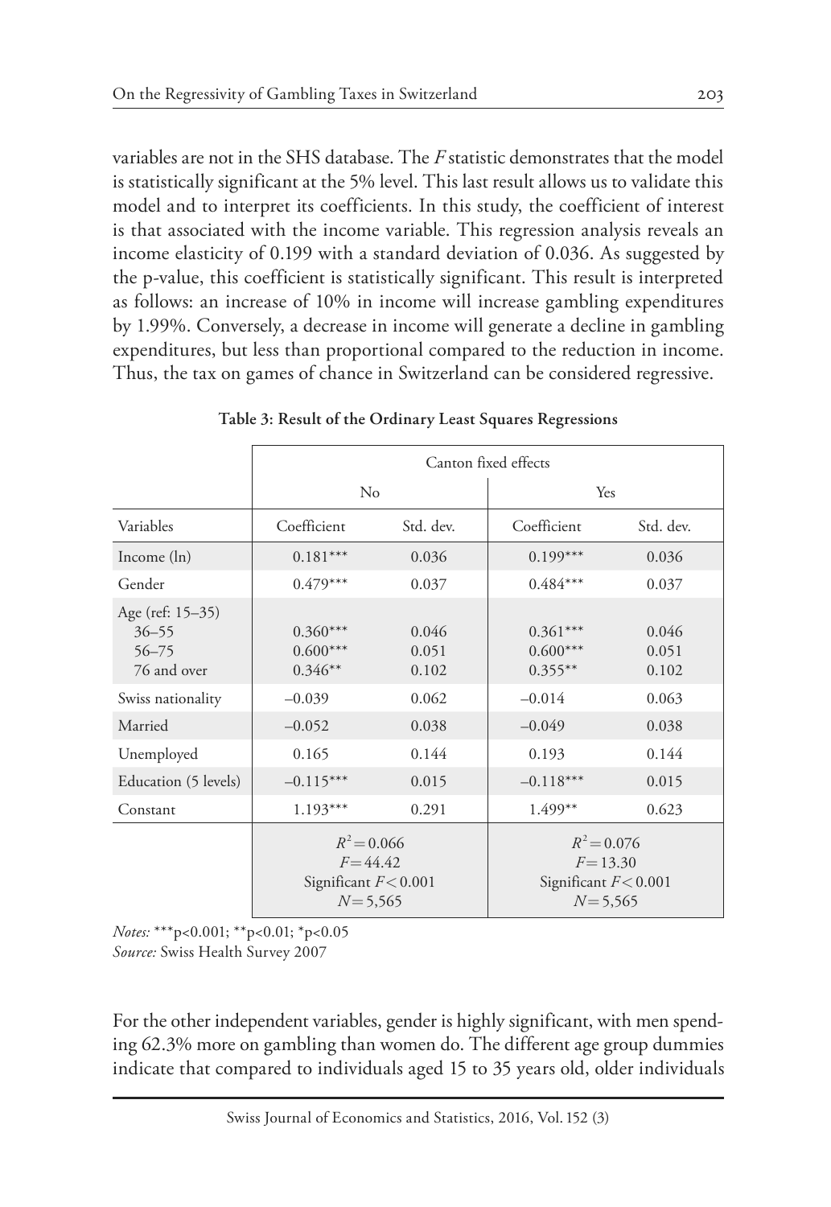variables are not in the SHS database. The *F* statistic demonstrates that the model is statistically significant at the 5% level. This last result allows us to validate this model and to interpret its coefficients. In this study, the coefficient of interest is that associated with the income variable. This regression analysis reveals an income elasticity of 0.199 with a standard deviation of 0.036. As suggested by the p-value, this coefficient is statistically significant. This result is interpreted as follows: an increase of 10% in income will increase gambling expenditures by 1.99%. Conversely, a decrease in income will generate a decline in gambling expenditures, but less than proportional compared to the reduction in income. Thus, the tax on games of chance in Switzerland can be considered regressive.

**Table 3: Result of the Ordinary Least Squares Regressions**

| | Canton fixed effects | | | |
|---|---|---|---|---|
| | No | | Yes | |
| Variables | Coefficient | Std. dev. | Coefficient | Std. dev. |
| Income (ln) | 0.181*** | 0.036 | 0.199*** | 0.036 |
| Gender | 0.479*** | 0.037 | 0.484*** | 0.037 |
| Age (ref: 15–35) | | | | |
| 36–55 | 0.360*** | 0.046 | 0.361*** | 0.046 |
| 56–75 | 0.600*** | 0.051 | 0.600*** | 0.051 |
| 76 and over | 0.346** | 0.102 | 0.355** | 0.102 |
| Swiss nationality | –0.039 | 0.062 | –0.014 | 0.063 |
| Married | –0.052 | 0.038 | –0.049 | 0.038 |
| Unemployed | 0.165 | 0.144 | 0.193 | 0.144 |
| Education (5 levels) | –0.115*** | 0.015 | –0.118*** | 0.015 |
| Constant | 1.193*** | 0.291 | 1.499** | 0.623 |
| | $R^2 = 0.066$; $F = 44.42$; Significant $F < 0.001$; $N = 5{,}565$ | | $R^2 = 0.076$; $F = 13.30$; Significant $F < 0.001$; $N = 5{,}565$ | |

*Notes:* ***p<0.001; **p<0.01; *p<0.05
*Source:* Swiss Health Survey 2007

For the other independent variables, gender is highly significant, with men spending 62.3% more on gambling than women do. The different age group dummies indicate that compared to individuals aged 15 to 35 years old, older individuals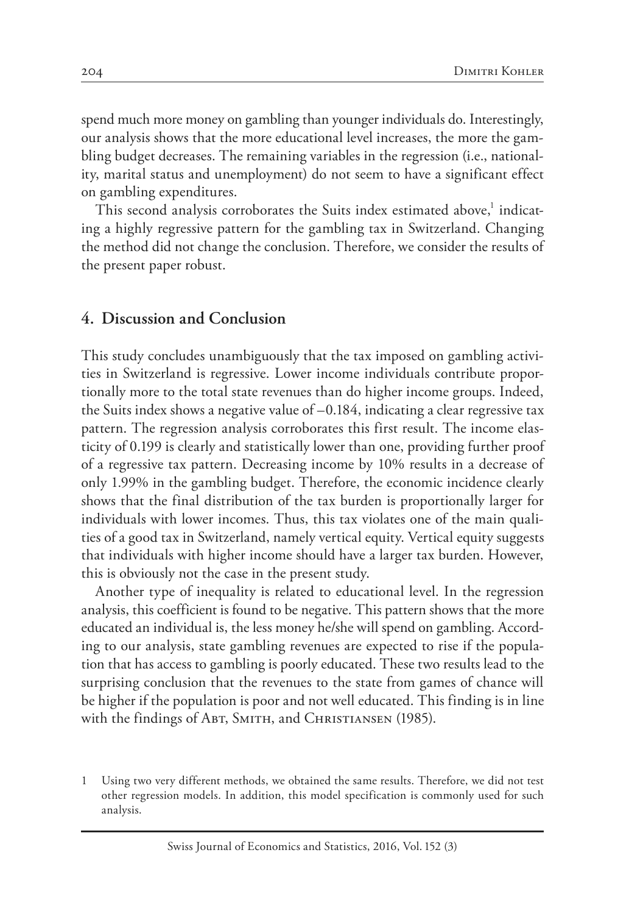spend much more money on gambling than younger individuals do. Interestingly, our analysis shows that the more educational level increases, the more the gambling budget decreases. The remaining variables in the regression (i.e., nationality, marital status and unemployment) do not seem to have a significant effect on gambling expenditures.

This second analysis corroborates the Suits index estimated above,[1] indicating a highly regressive pattern for the gambling tax in Switzerland. Changing the method did not change the conclusion. Therefore, we consider the results of the present paper robust.

## 4. Discussion and Conclusion

This study concludes unambiguously that the tax imposed on gambling activities in Switzerland is regressive. Lower income individuals contribute proportionally more to the total state revenues than do higher income groups. Indeed, the Suits index shows a negative value of –0.184, indicating a clear regressive tax pattern. The regression analysis corroborates this first result. The income elasticity of 0.199 is clearly and statistically lower than one, providing further proof of a regressive tax pattern. Decreasing income by 10% results in a decrease of only 1.99% in the gambling budget. Therefore, the economic incidence clearly shows that the final distribution of the tax burden is proportionally larger for individuals with lower incomes. Thus, this tax violates one of the main qualities of a good tax in Switzerland, namely vertical equity. Vertical equity suggests that individuals with higher income should have a larger tax burden. However, this is obviously not the case in the present study.

Another type of inequality is related to educational level. In the regression analysis, this coefficient is found to be negative. This pattern shows that the more educated an individual is, the less money he/she will spend on gambling. According to our analysis, state gambling revenues are expected to rise if the population that has access to gambling is poorly educated. These two results lead to the surprising conclusion that the revenues to the state from games of chance will be higher if the population is poor and not well educated. This finding is in line with the findings of Abt, Smith, and Christiansen (1985).

1 Using two very different methods, we obtained the same results. Therefore, we did not test other regression models. In addition, this model specification is commonly used for such analysis.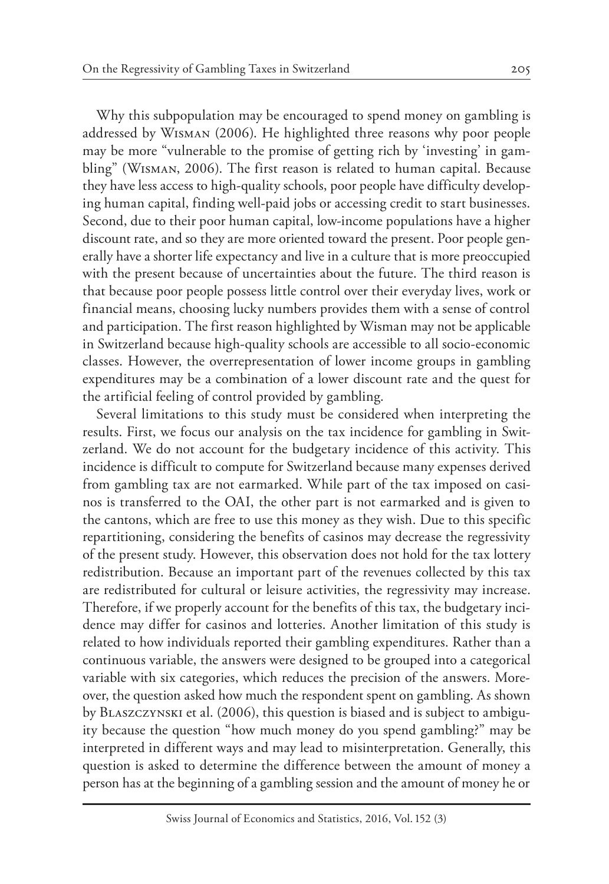Why this subpopulation may be encouraged to spend money on gambling is addressed by Wisman (2006). He highlighted three reasons why poor people may be more "vulnerable to the promise of getting rich by 'investing' in gambling" (Wisman, 2006). The first reason is related to human capital. Because they have less access to high-quality schools, poor people have difficulty developing human capital, finding well-paid jobs or accessing credit to start businesses. Second, due to their poor human capital, low-income populations have a higher discount rate, and so they are more oriented toward the present. Poor people generally have a shorter life expectancy and live in a culture that is more preoccupied with the present because of uncertainties about the future. The third reason is that because poor people possess little control over their everyday lives, work or financial means, choosing lucky numbers provides them with a sense of control and participation. The first reason highlighted by Wisman may not be applicable in Switzerland because high-quality schools are accessible to all socio-economic classes. However, the overrepresentation of lower income groups in gambling expenditures may be a combination of a lower discount rate and the quest for the artificial feeling of control provided by gambling.

Several limitations to this study must be considered when interpreting the results. First, we focus our analysis on the tax incidence for gambling in Switzerland. We do not account for the budgetary incidence of this activity. This incidence is difficult to compute for Switzerland because many expenses derived from gambling tax are not earmarked. While part of the tax imposed on casinos is transferred to the OAI, the other part is not earmarked and is given to the cantons, which are free to use this money as they wish. Due to this specific repartitioning, considering the benefits of casinos may decrease the regressivity of the present study. However, this observation does not hold for the tax lottery redistribution. Because an important part of the revenues collected by this tax are redistributed for cultural or leisure activities, the regressivity may increase. Therefore, if we properly account for the benefits of this tax, the budgetary incidence may differ for casinos and lotteries. Another limitation of this study is related to how individuals reported their gambling expenditures. Rather than a continuous variable, the answers were designed to be grouped into a categorical variable with six categories, which reduces the precision of the answers. Moreover, the question asked how much the respondent spent on gambling. As shown by Blaszczynski et al. (2006), this question is biased and is subject to ambiguity because the question "how much money do you spend gambling?" may be interpreted in different ways and may lead to misinterpretation. Generally, this question is asked to determine the difference between the amount of money a person has at the beginning of a gambling session and the amount of money he or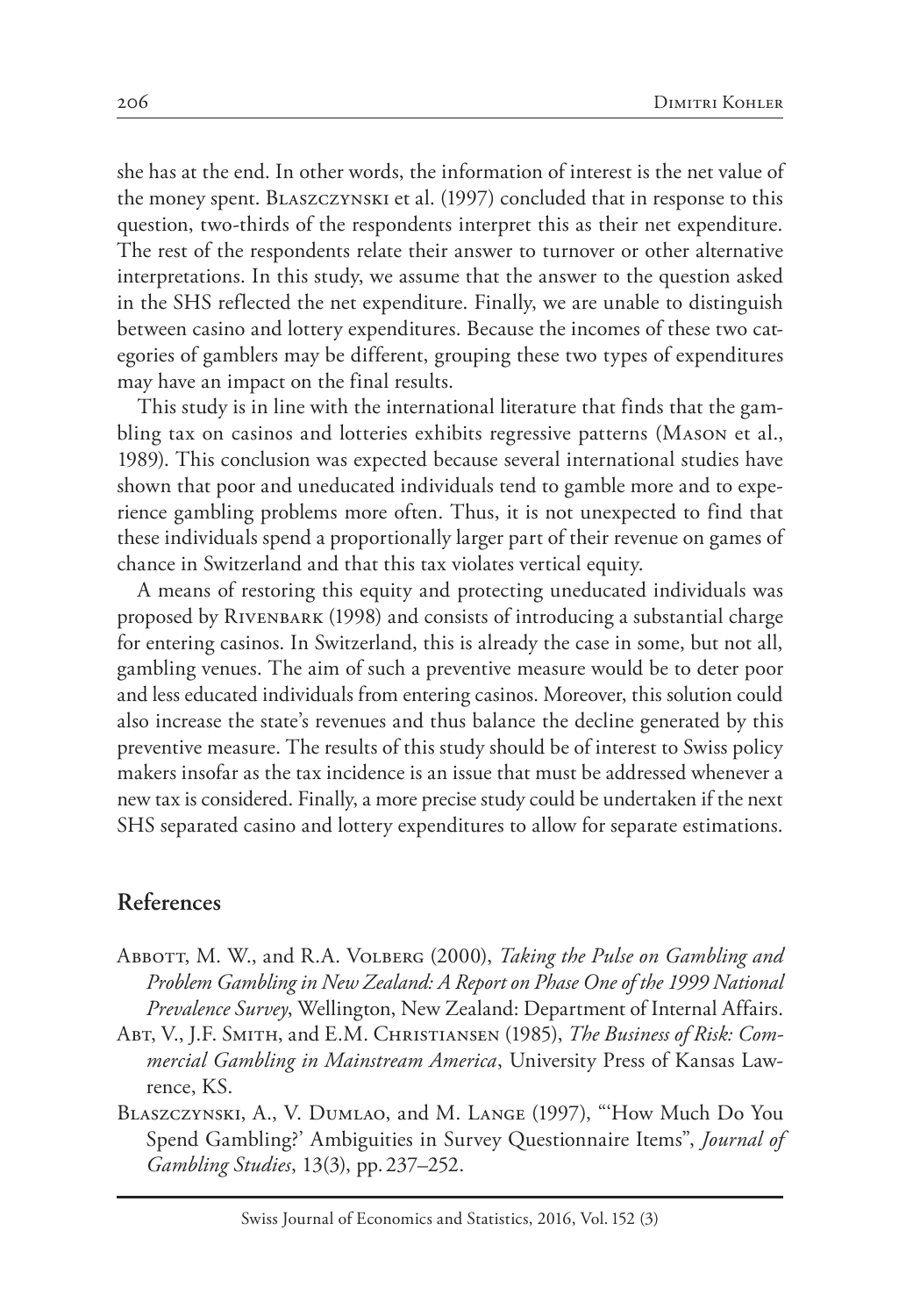she has at the end. In other words, the information of interest is the net value of the money spent. Blaszczynski et al. (1997) concluded that in response to this question, two-thirds of the respondents interpret this as their net expenditure. The rest of the respondents relate their answer to turnover or other alternative interpretations. In this study, we assume that the answer to the question asked in the SHS reflected the net expenditure. Finally, we are unable to distinguish between casino and lottery expenditures. Because the incomes of these two categories of gamblers may be different, grouping these two types of expenditures may have an impact on the final results.

This study is in line with the international literature that finds that the gambling tax on casinos and lotteries exhibits regressive patterns (Mason et al., 1989). This conclusion was expected because several international studies have shown that poor and uneducated individuals tend to gamble more and to experience gambling problems more often. Thus, it is not unexpected to find that these individuals spend a proportionally larger part of their revenue on games of chance in Switzerland and that this tax violates vertical equity.

A means of restoring this equity and protecting uneducated individuals was proposed by Rivenbark (1998) and consists of introducing a substantial charge for entering casinos. In Switzerland, this is already the case in some, but not all, gambling venues. The aim of such a preventive measure would be to deter poor and less educated individuals from entering casinos. Moreover, this solution could also increase the state's revenues and thus balance the decline generated by this preventive measure. The results of this study should be of interest to Swiss policy makers insofar as the tax incidence is an issue that must be addressed whenever a new tax is considered. Finally, a more precise study could be undertaken if the next SHS separated casino and lottery expenditures to allow for separate estimations.

## References

Abbott, M. W., and R.A. Volberg (2000), *Taking the Pulse on Gambling and Problem Gambling in New Zealand: A Report on Phase One of the 1999 National Prevalence Survey*, Wellington, New Zealand: Department of Internal Affairs.

Abt, V., J.F. Smith, and E.M. Christiansen (1985), *The Business of Risk: Commercial Gambling in Mainstream America*, University Press of Kansas Lawrence, KS.

Blaszczynski, A., V. Dumlao, and M. Lange (1997), "'How Much Do You Spend Gambling?' Ambiguities in Survey Questionnaire Items", *Journal of Gambling Studies*, 13(3), pp. 237–252.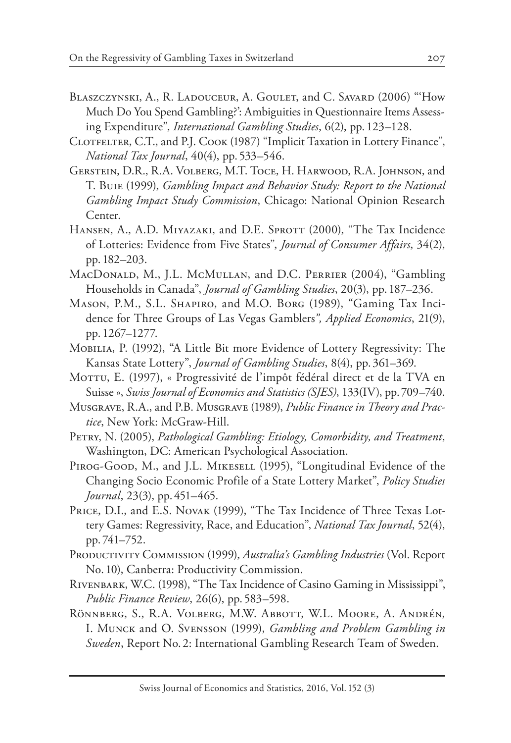Blaszczynski, A., R. Ladouceur, A. Goulet, and C. Savard (2006) "'How Much Do You Spend Gambling?': Ambiguities in Questionnaire Items Assessing Expenditure", *International Gambling Studies*, 6(2), pp. 123–128.

Clotfelter, C.T., and P.J. Cook (1987) "Implicit Taxation in Lottery Finance", *National Tax Journal*, 40(4), pp. 533–546.

Gerstein, D.R., R.A. Volberg, M.T. Toce, H. Harwood, R.A. Johnson, and T. Buie (1999), *Gambling Impact and Behavior Study: Report to the National Gambling Impact Study Commission*, Chicago: National Opinion Research Center.

Hansen, A., A.D. Miyazaki, and D.E. Sprott (2000), "The Tax Incidence of Lotteries: Evidence from Five States", *Journal of Consumer Affairs*, 34(2), pp. 182–203.

MacDonald, M., J.L. McMullan, and D.C. Perrier (2004), "Gambling Households in Canada", *Journal of Gambling Studies*, 20(3), pp. 187–236.

Mason, P.M., S.L. Shapiro, and M.O. Borg (1989), "Gaming Tax Incidence for Three Groups of Las Vegas Gamblers", *Applied Economics*, 21(9), pp. 1267–1277.

Mobilia, P. (1992), "A Little Bit more Evidence of Lottery Regressivity: The Kansas State Lottery", *Journal of Gambling Studies*, 8(4), pp. 361–369.

Mottu, E. (1997), « Progressivité de l'impôt fédéral direct et de la TVA en Suisse », *Swiss Journal of Economics and Statistics (SJES)*, 133(IV), pp. 709–740.

Musgrave, R.A., and P.B. Musgrave (1989), *Public Finance in Theory and Practice*, New York: McGraw-Hill.

Petry, N. (2005), *Pathological Gambling: Etiology, Comorbidity, and Treatment*, Washington, DC: American Psychological Association.

Pirog-Good, M., and J.L. Mikesell (1995), "Longitudinal Evidence of the Changing Socio Economic Profile of a State Lottery Market", *Policy Studies Journal*, 23(3), pp. 451–465.

Price, D.I., and E.S. Novak (1999), "The Tax Incidence of Three Texas Lottery Games: Regressivity, Race, and Education", *National Tax Journal*, 52(4), pp. 741–752.

Productivity Commission (1999), *Australia's Gambling Industries* (Vol. Report No. 10), Canberra: Productivity Commission.

Rivenbark, W.C. (1998), "The Tax Incidence of Casino Gaming in Mississippi", *Public Finance Review*, 26(6), pp. 583–598.

Rönnberg, S., R.A. Volberg, M.W. Abbott, W.L. Moore, A. Andrén, I. Munck and O. Svensson (1999), *Gambling and Problem Gambling in Sweden*, Report No. 2: International Gambling Research Team of Sweden.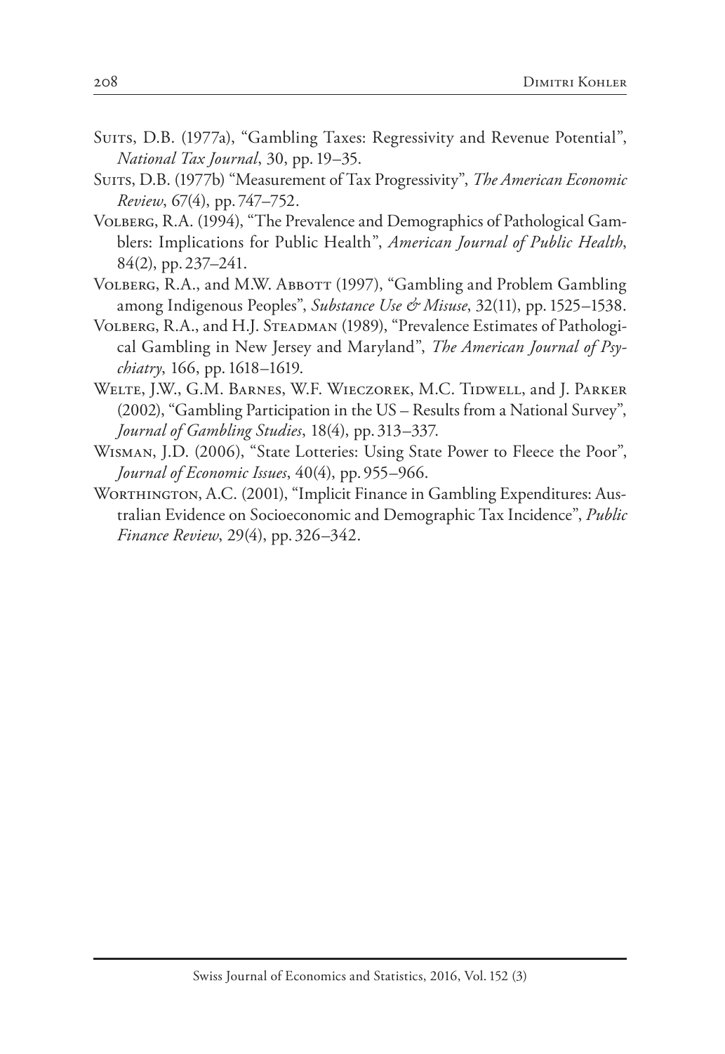Suits, D.B. (1977a), "Gambling Taxes: Regressivity and Revenue Potential", *National Tax Journal*, 30, pp. 19–35.

Suits, D.B. (1977b) "Measurement of Tax Progressivity", *The American Economic Review*, 67(4), pp. 747–752.

Volberg, R.A. (1994), "The Prevalence and Demographics of Pathological Gamblers: Implications for Public Health", *American Journal of Public Health*, 84(2), pp. 237–241.

Volberg, R.A., and M.W. Abbott (1997), "Gambling and Problem Gambling among Indigenous Peoples", *Substance Use & Misuse*, 32(11), pp. 1525–1538.

Volberg, R.A., and H.J. Steadman (1989), "Prevalence Estimates of Pathological Gambling in New Jersey and Maryland", *The American Journal of Psychiatry*, 166, pp. 1618–1619.

Welte, J.W., G.M. Barnes, W.F. Wieczorek, M.C. Tidwell, and J. Parker (2002), "Gambling Participation in the US – Results from a National Survey", *Journal of Gambling Studies*, 18(4), pp. 313–337.

Wisman, J.D. (2006), "State Lotteries: Using State Power to Fleece the Poor", *Journal of Economic Issues*, 40(4), pp. 955–966.

Worthington, A.C. (2001), "Implicit Finance in Gambling Expenditures: Australian Evidence on Socioeconomic and Demographic Tax Incidence", *Public Finance Review*, 29(4), pp. 326–342.